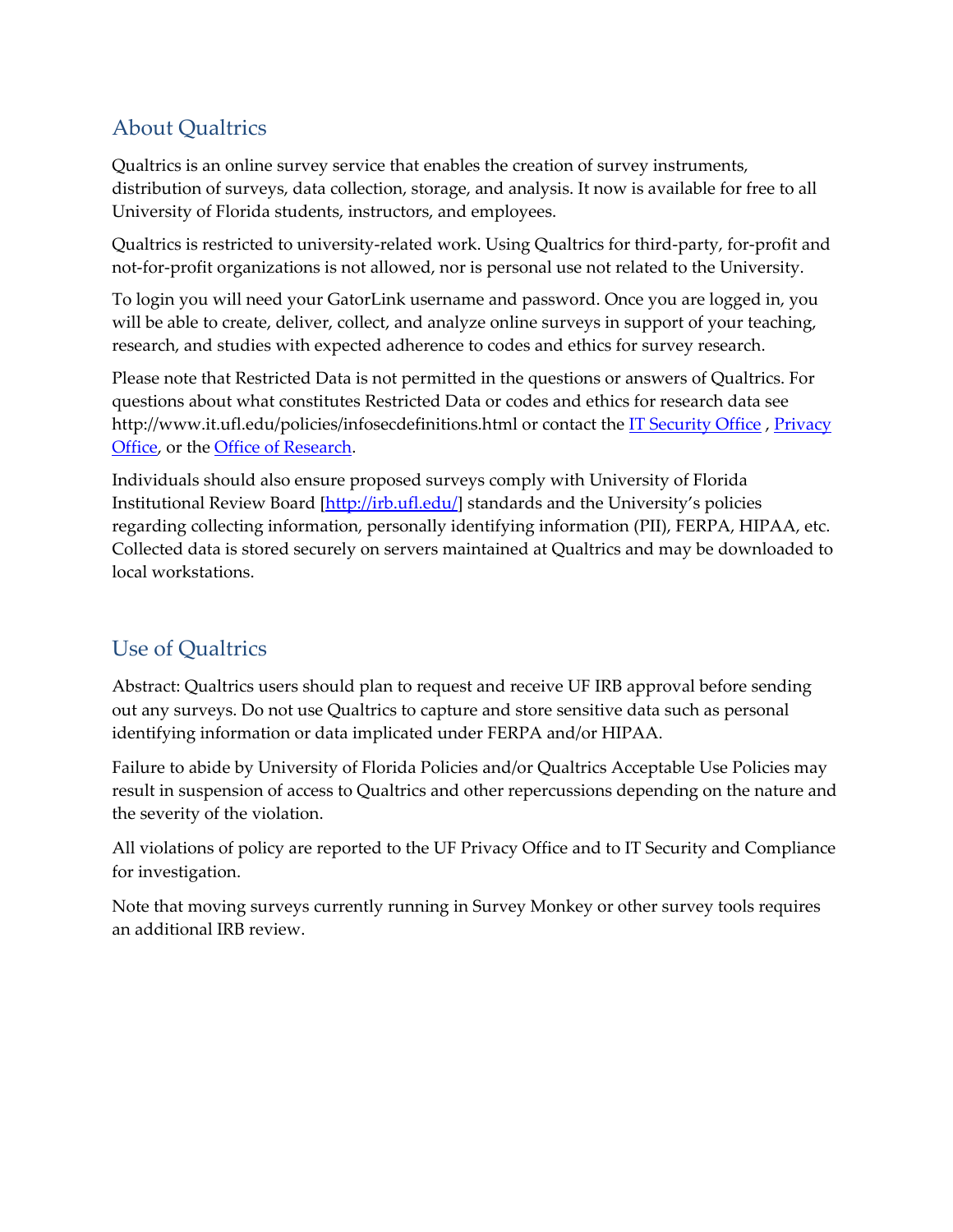## About Qualtrics

Qualtrics is an online survey service that enables the creation of survey instruments, distribution of surveys, data collection, storage, and analysis. It now is available for free to all University of Florida students, instructors, and employees.

Qualtrics is restricted to university-related work. Using Qualtrics for third-party, for-profit and not-for-profit organizations is not allowed, nor is personal use not related to the University.

To login you will need your GatorLink username and password. Once you are logged in, you will be able to create, deliver, collect, and analyze online surveys in support of your teaching, research, and studies with expected adherence to codes and ethics for survey research.

Please note that Restricted Data is not permitted in the questions or answers of Qualtrics. For questions about what constitutes Restricted Data or codes and ethics for research data see http://www.it.ufl.edu/policies/infosecdefinitions.html or contact the IT Security Office , Privacy Office, or the Office of Research.

Individuals should also ensure proposed surveys comply with University of Florida Institutional Review Board [http://irb.ufl.edu/] standards and the University's policies regarding collecting information, personally identifying information (PII), FERPA, HIPAA, etc. Collected data is stored securely on servers maintained at Qualtrics and may be downloaded to local workstations.

## Use of Qualtrics

Abstract: Qualtrics users should plan to request and receive UF IRB approval before sending out any surveys. Do not use Qualtrics to capture and store sensitive data such as personal identifying information or data implicated under FERPA and/or HIPAA.

Failure to abide by University of Florida Policies and/or Qualtrics Acceptable Use Policies may result in suspension of access to Qualtrics and other repercussions depending on the nature and the severity of the violation.

All violations of policy are reported to the UF Privacy Office and to IT Security and Compliance for investigation.

Note that moving surveys currently running in Survey Monkey or other survey tools requires an additional IRB review.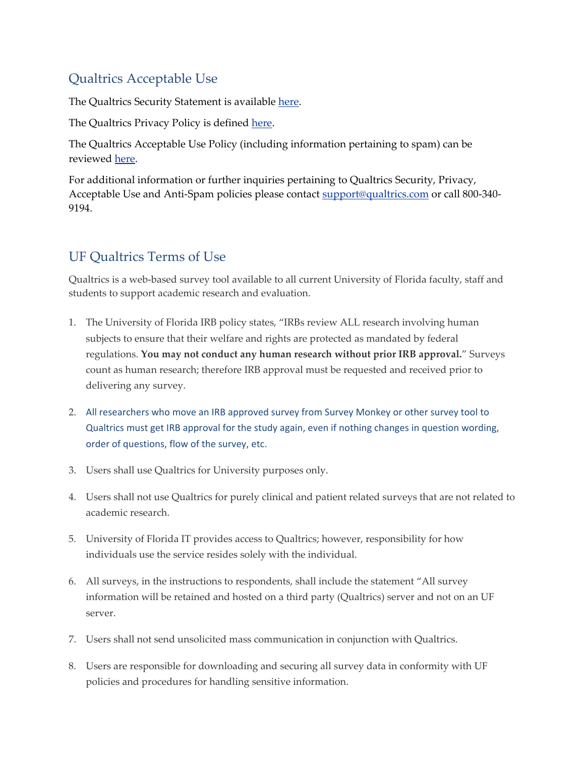## Qualtrics Acceptable Use

The Qualtrics Security Statement is available [here](#).

The Qualtrics Privacy Policy is defined [here](#).

The Qualtrics Acceptable Use Policy (including information pertaining to spam) can be reviewed [here](#).

For additional information or further inquiries pertaining to Qualtrics Security, Privacy, Acceptable Use and Anti-Spam policies please contact [support@qualtrics.com](mailto:support@qualtrics.com) or call 800-340-9194.

## UF Qualtrics Terms of Use

Qualtrics is a web-based survey tool available to all current University of Florida faculty, staff and students to support academic research and evaluation.

1. The University of Florida IRB policy states, "IRBs review ALL research involving human subjects to ensure that their welfare and rights are protected as mandated by federal regulations. **You may not conduct any human research without prior IRB approval.**" Surveys count as human research; therefore IRB approval must be requested and received prior to delivering any survey.

2. All researchers who move an IRB approved survey from Survey Monkey or other survey tool to Qualtrics must get IRB approval for the study again, even if nothing changes in question wording, order of questions, flow of the survey, etc.

3. Users shall use Qualtrics for University purposes only.

4. Users shall not use Qualtrics for purely clinical and patient related surveys that are not related to academic research.

5. University of Florida IT provides access to Qualtrics; however, responsibility for how individuals use the service resides solely with the individual.

6. All surveys, in the instructions to respondents, shall include the statement "All survey information will be retained and hosted on a third party (Qualtrics) server and not on an UF server.

7. Users shall not send unsolicited mass communication in conjunction with Qualtrics.

8. Users are responsible for downloading and securing all survey data in conformity with UF policies and procedures for handling sensitive information.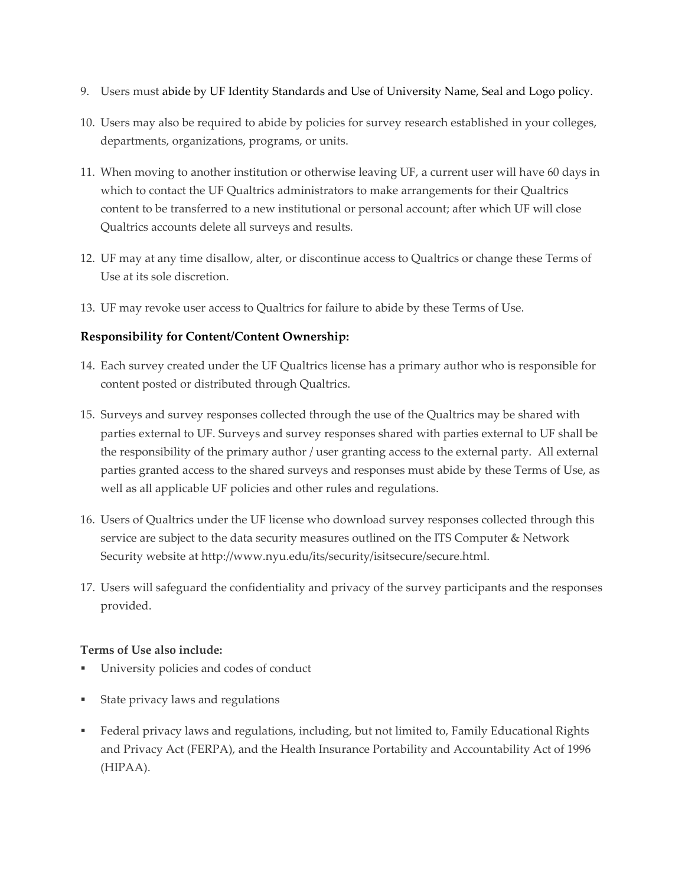9. Users must abide by UF Identity Standards and Use of University Name, Seal and Logo policy.

10. Users may also be required to abide by policies for survey research established in your colleges, departments, organizations, programs, or units.

11. When moving to another institution or otherwise leaving UF, a current user will have 60 days in which to contact the UF Qualtrics administrators to make arrangements for their Qualtrics content to be transferred to a new institutional or personal account; after which UF will close Qualtrics accounts delete all surveys and results.

12. UF may at any time disallow, alter, or discontinue access to Qualtrics or change these Terms of Use at its sole discretion.

13. UF may revoke user access to Qualtrics for failure to abide by these Terms of Use.

### Responsibility for Content/Content Ownership:

14. Each survey created under the UF Qualtrics license has a primary author who is responsible for content posted or distributed through Qualtrics.

15. Surveys and survey responses collected through the use of the Qualtrics may be shared with parties external to UF. Surveys and survey responses shared with parties external to UF shall be the responsibility of the primary author / user granting access to the external party. All external parties granted access to the shared surveys and responses must abide by these Terms of Use, as well as all applicable UF policies and other rules and regulations.

16. Users of Qualtrics under the UF license who download survey responses collected through this service are subject to the data security measures outlined on the ITS Computer & Network Security website at http://www.nyu.edu/its/security/isitsecure/secure.html.

17. Users will safeguard the confidentiality and privacy of the survey participants and the responses provided.

**Terms of Use also include:**

- University policies and codes of conduct
- State privacy laws and regulations
- Federal privacy laws and regulations, including, but not limited to, Family Educational Rights and Privacy Act (FERPA), and the Health Insurance Portability and Accountability Act of 1996 (HIPAA).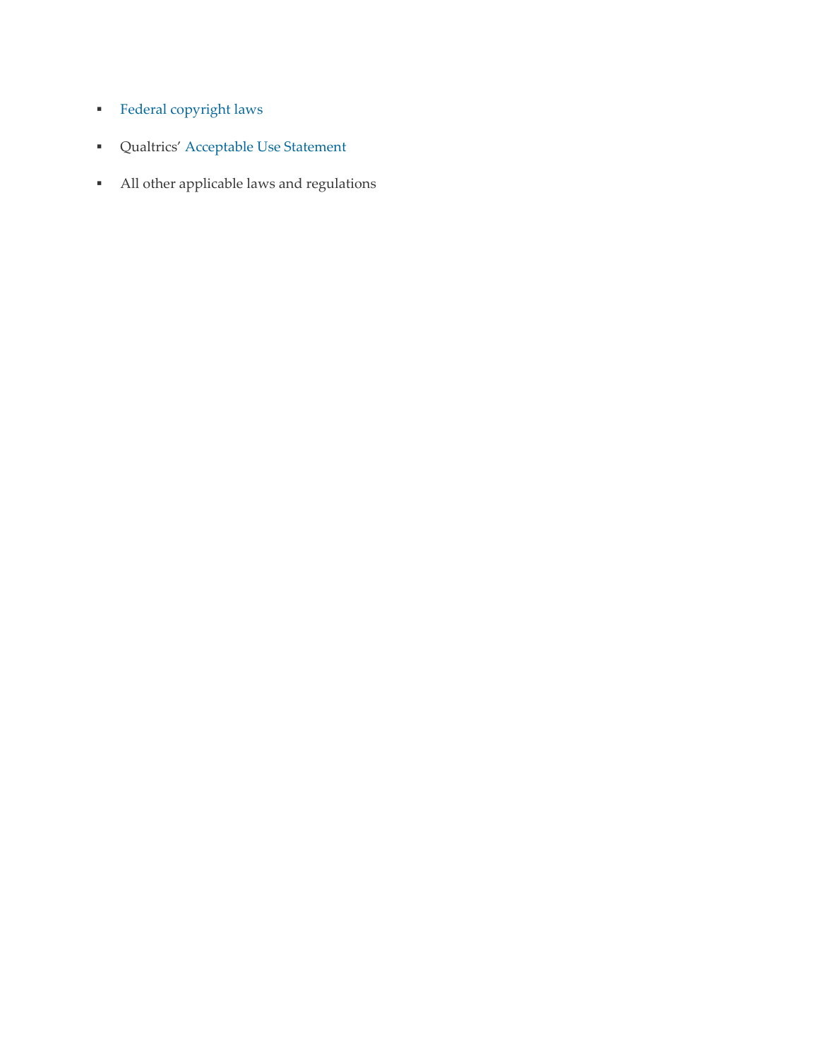- Federal copyright laws
- Qualtrics' Acceptable Use Statement
- All other applicable laws and regulations